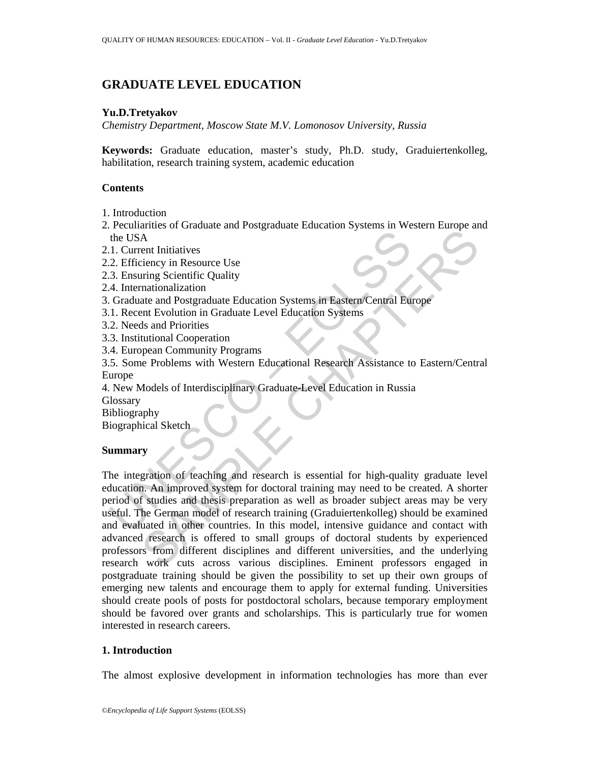# GRADUATE LEVEL EDUCATION

**Yu.D.Tretyakov**

*Chemistry Department, Moscow State M.V. Lomonosov University, Russia*

**Keywords:** Graduate education, master's study, Ph.D. study, Graduiertenkolleg, habilitation, research training system, academic education

## Contents

1. Introduction
2. Peculiarities of Graduate and Postgraduate Education Systems in Western Europe and the USA
2.1. Current Initiatives
2.2. Efficiency in Resource Use
2.3. Ensuring Scientific Quality
2.4. Internationalization
3. Graduate and Postgraduate Education Systems in Eastern/Central Europe
3.1. Recent Evolution in Graduate Level Education Systems
3.2. Needs and Priorities
3.3. Institutional Cooperation
3.4. European Community Programs
3.5. Some Problems with Western Educational Research Assistance to Eastern/Central Europe
4. New Models of Interdisciplinary Graduate-Level Education in Russia

Glossary
Bibliography
Biographical Sketch

## Summary

The integration of teaching and research is essential for high-quality graduate level education. An improved system for doctoral training may need to be created. A shorter period of studies and thesis preparation as well as broader subject areas may be very useful. The German model of research training (Graduiertenkolleg) should be examined and evaluated in other countries. In this model, intensive guidance and contact with advanced research is offered to small groups of doctoral students by experienced professors from different disciplines and different universities, and the underlying research work cuts across various disciplines. Eminent professors engaged in postgraduate training should be given the possibility to set up their own groups of emerging new talents and encourage them to apply for external funding. Universities should create pools of posts for postdoctoral scholars, because temporary employment should be favored over grants and scholarships. This is particularly true for women interested in research careers.

## 1. Introduction

The almost explosive development in information technologies has more than ever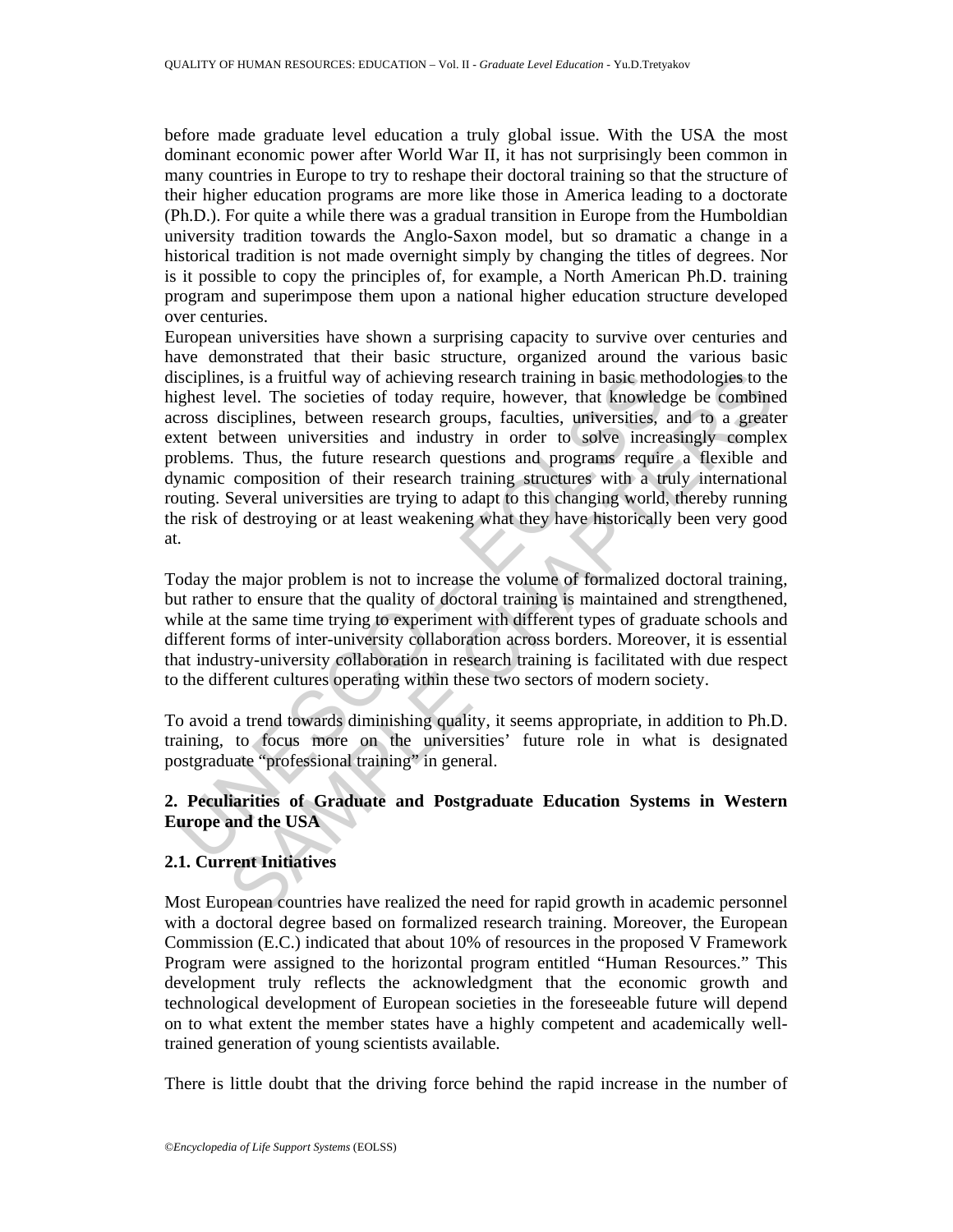before made graduate level education a truly global issue. With the USA the most dominant economic power after World War II, it has not surprisingly been common in many countries in Europe to try to reshape their doctoral training so that the structure of their higher education programs are more like those in America leading to a doctorate (Ph.D.). For quite a while there was a gradual transition in Europe from the Humboldian university tradition towards the Anglo-Saxon model, but so dramatic a change in a historical tradition is not made overnight simply by changing the titles of degrees. Nor is it possible to copy the principles of, for example, a North American Ph.D. training program and superimpose them upon a national higher education structure developed over centuries.

European universities have shown a surprising capacity to survive over centuries and have demonstrated that their basic structure, organized around the various basic disciplines, is a fruitful way of achieving research training in basic methodologies to the highest level. The societies of today require, however, that knowledge be combined across disciplines, between research groups, faculties, universities, and to a greater extent between universities and industry in order to solve increasingly complex problems. Thus, the future research questions and programs require a flexible and dynamic composition of their research training structures with a truly international routing. Several universities are trying to adapt to this changing world, thereby running the risk of destroying or at least weakening what they have historically been very good at.

Today the major problem is not to increase the volume of formalized doctoral training, but rather to ensure that the quality of doctoral training is maintained and strengthened, while at the same time trying to experiment with different types of graduate schools and different forms of inter-university collaboration across borders. Moreover, it is essential that industry-university collaboration in research training is facilitated with due respect to the different cultures operating within these two sectors of modern society.

To avoid a trend towards diminishing quality, it seems appropriate, in addition to Ph.D. training, to focus more on the universities' future role in what is designated postgraduate "professional training" in general.

## 2. Peculiarities of Graduate and Postgraduate Education Systems in Western Europe and the USA

### 2.1. Current Initiatives

Most European countries have realized the need for rapid growth in academic personnel with a doctoral degree based on formalized research training. Moreover, the European Commission (E.C.) indicated that about 10% of resources in the proposed V Framework Program were assigned to the horizontal program entitled "Human Resources." This development truly reflects the acknowledgment that the economic growth and technological development of European societies in the foreseeable future will depend on to what extent the member states have a highly competent and academically well-trained generation of young scientists available.

There is little doubt that the driving force behind the rapid increase in the number of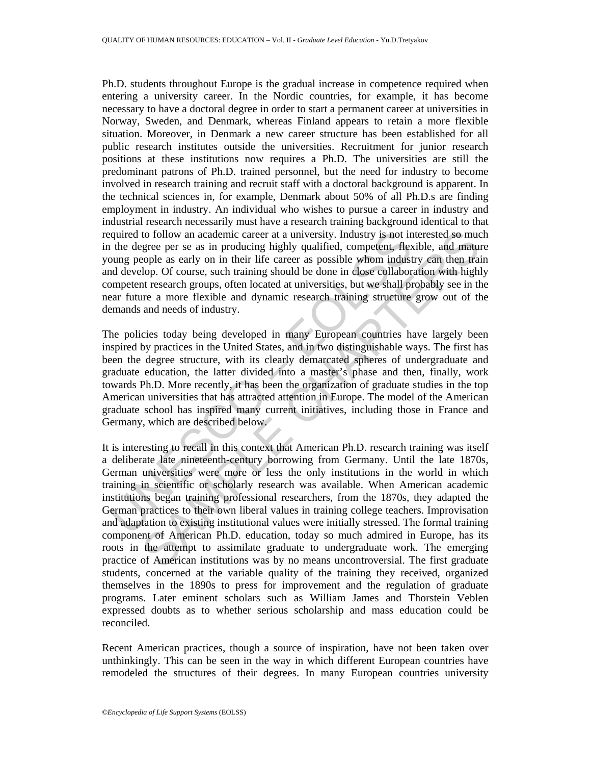Ph.D. students throughout Europe is the gradual increase in competence required when entering a university career. In the Nordic countries, for example, it has become necessary to have a doctoral degree in order to start a permanent career at universities in Norway, Sweden, and Denmark, whereas Finland appears to retain a more flexible situation. Moreover, in Denmark a new career structure has been established for all public research institutes outside the universities. Recruitment for junior research positions at these institutions now requires a Ph.D. The universities are still the predominant patrons of Ph.D. trained personnel, but the need for industry to become involved in research training and recruit staff with a doctoral background is apparent. In the technical sciences in, for example, Denmark about 50% of all Ph.D.s are finding employment in industry. An individual who wishes to pursue a career in industry and industrial research necessarily must have a research training background identical to that required to follow an academic career at a university. Industry is not interested so much in the degree per se as in producing highly qualified, competent, flexible, and mature young people as early on in their life career as possible whom industry can then train and develop. Of course, such training should be done in close collaboration with highly competent research groups, often located at universities, but we shall probably see in the near future a more flexible and dynamic research training structure grow out of the demands and needs of industry.

The policies today being developed in many European countries have largely been inspired by practices in the United States, and in two distinguishable ways. The first has been the degree structure, with its clearly demarcated spheres of undergraduate and graduate education, the latter divided into a master's phase and then, finally, work towards Ph.D. More recently, it has been the organization of graduate studies in the top American universities that has attracted attention in Europe. The model of the American graduate school has inspired many current initiatives, including those in France and Germany, which are described below.

It is interesting to recall in this context that American Ph.D. research training was itself a deliberate late nineteenth-century borrowing from Germany. Until the late 1870s, German universities were more or less the only institutions in the world in which training in scientific or scholarly research was available. When American academic institutions began training professional researchers, from the 1870s, they adapted the German practices to their own liberal values in training college teachers. Improvisation and adaptation to existing institutional values were initially stressed. The formal training component of American Ph.D. education, today so much admired in Europe, has its roots in the attempt to assimilate graduate to undergraduate work. The emerging practice of American institutions was by no means uncontroversial. The first graduate students, concerned at the variable quality of the training they received, organized themselves in the 1890s to press for improvement and the regulation of graduate programs. Later eminent scholars such as William James and Thorstein Veblen expressed doubts as to whether serious scholarship and mass education could be reconciled.

Recent American practices, though a source of inspiration, have not been taken over unthinkingly. This can be seen in the way in which different European countries have remodeled the structures of their degrees. In many European countries university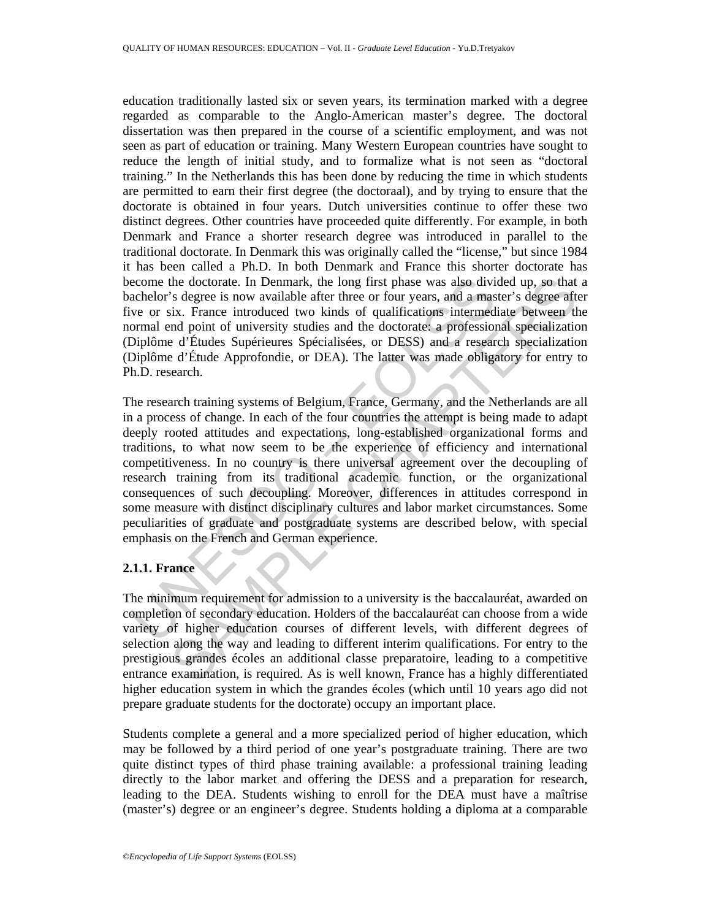education traditionally lasted six or seven years, its termination marked with a degree regarded as comparable to the Anglo-American master's degree. The doctoral dissertation was then prepared in the course of a scientific employment, and was not seen as part of education or training. Many Western European countries have sought to reduce the length of initial study, and to formalize what is not seen as "doctoral training." In the Netherlands this has been done by reducing the time in which students are permitted to earn their first degree (the doctoraal), and by trying to ensure that the doctorate is obtained in four years. Dutch universities continue to offer these two distinct degrees. Other countries have proceeded quite differently. For example, in both Denmark and France a shorter research degree was introduced in parallel to the traditional doctorate. In Denmark this was originally called the "license," but since 1984 it has been called a Ph.D. In both Denmark and France this shorter doctorate has become the doctorate. In Denmark, the long first phase was also divided up, so that a bachelor's degree is now available after three or four years, and a master's degree after five or six. France introduced two kinds of qualifications intermediate between the normal end point of university studies and the doctorate: a professional specialization (Diplôme d'Études Supérieures Spécialisées, or DESS) and a research specialization (Diplôme d'Étude Approfondie, or DEA). The latter was made obligatory for entry to Ph.D. research.

The research training systems of Belgium, France, Germany, and the Netherlands are all in a process of change. In each of the four countries the attempt is being made to adapt deeply rooted attitudes and expectations, long-established organizational forms and traditions, to what now seem to be the experience of efficiency and international competitiveness. In no country is there universal agreement over the decoupling of research training from its traditional academic function, or the organizational consequences of such decoupling. Moreover, differences in attitudes correspond in some measure with distinct disciplinary cultures and labor market circumstances. Some peculiarities of graduate and postgraduate systems are described below, with special emphasis on the French and German experience.

### 2.1.1. France

The minimum requirement for admission to a university is the baccalauréat, awarded on completion of secondary education. Holders of the baccalauréat can choose from a wide variety of higher education courses of different levels, with different degrees of selection along the way and leading to different interim qualifications. For entry to the prestigious grandes écoles an additional classe preparatoire, leading to a competitive entrance examination, is required. As is well known, France has a highly differentiated higher education system in which the grandes écoles (which until 10 years ago did not prepare graduate students for the doctorate) occupy an important place.

Students complete a general and a more specialized period of higher education, which may be followed by a third period of one year's postgraduate training. There are two quite distinct types of third phase training available: a professional training leading directly to the labor market and offering the DESS and a preparation for research, leading to the DEA. Students wishing to enroll for the DEA must have a maîtrise (master's) degree or an engineer's degree. Students holding a diploma at a comparable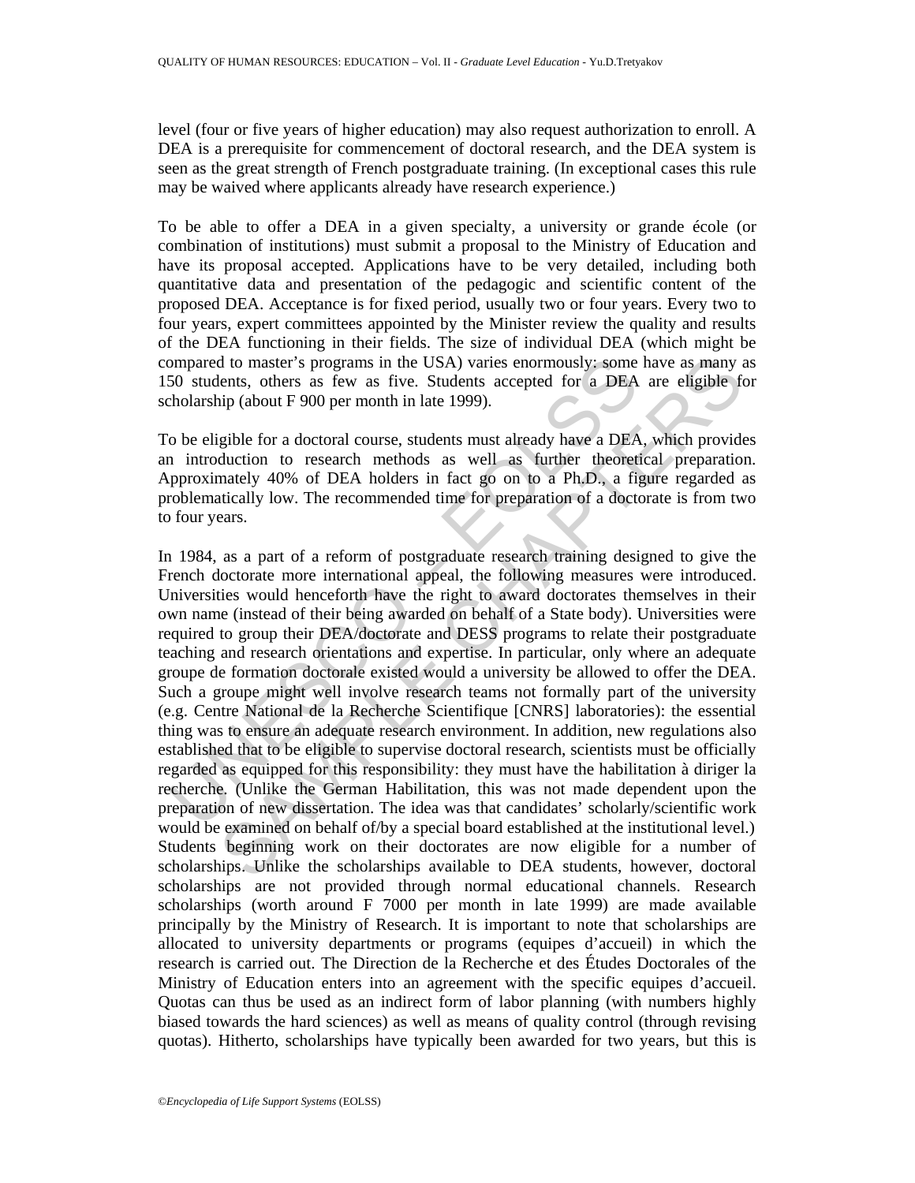level (four or five years of higher education) may also request authorization to enroll. A DEA is a prerequisite for commencement of doctoral research, and the DEA system is seen as the great strength of French postgraduate training. (In exceptional cases this rule may be waived where applicants already have research experience.)

To be able to offer a DEA in a given specialty, a university or grande école (or combination of institutions) must submit a proposal to the Ministry of Education and have its proposal accepted. Applications have to be very detailed, including both quantitative data and presentation of the pedagogic and scientific content of the proposed DEA. Acceptance is for fixed period, usually two or four years. Every two to four years, expert committees appointed by the Minister review the quality and results of the DEA functioning in their fields. The size of individual DEA (which might be compared to master's programs in the USA) varies enormously: some have as many as 150 students, others as few as five. Students accepted for a DEA are eligible for scholarship (about F 900 per month in late 1999).

To be eligible for a doctoral course, students must already have a DEA, which provides an introduction to research methods as well as further theoretical preparation. Approximately 40% of DEA holders in fact go on to a Ph.D., a figure regarded as problematically low. The recommended time for preparation of a doctorate is from two to four years.

In 1984, as a part of a reform of postgraduate research training designed to give the French doctorate more international appeal, the following measures were introduced. Universities would henceforth have the right to award doctorates themselves in their own name (instead of their being awarded on behalf of a State body). Universities were required to group their DEA/doctorate and DESS programs to relate their postgraduate teaching and research orientations and expertise. In particular, only where an adequate groupe de formation doctorale existed would a university be allowed to offer the DEA. Such a groupe might well involve research teams not formally part of the university (e.g. Centre National de la Recherche Scientifique [CNRS] laboratories): the essential thing was to ensure an adequate research environment. In addition, new regulations also established that to be eligible to supervise doctoral research, scientists must be officially regarded as equipped for this responsibility: they must have the habilitation à diriger la recherche. (Unlike the German Habilitation, this was not made dependent upon the preparation of new dissertation. The idea was that candidates' scholarly/scientific work would be examined on behalf of/by a special board established at the institutional level.) Students beginning work on their doctorates are now eligible for a number of scholarships. Unlike the scholarships available to DEA students, however, doctoral scholarships are not provided through normal educational channels. Research scholarships (worth around F 7000 per month in late 1999) are made available principally by the Ministry of Research. It is important to note that scholarships are allocated to university departments or programs (equipes d'accueil) in which the research is carried out. The Direction de la Recherche et des Études Doctorales of the Ministry of Education enters into an agreement with the specific equipes d'accueil. Quotas can thus be used as an indirect form of labor planning (with numbers highly biased towards the hard sciences) as well as means of quality control (through revising quotas). Hitherto, scholarships have typically been awarded for two years, but this is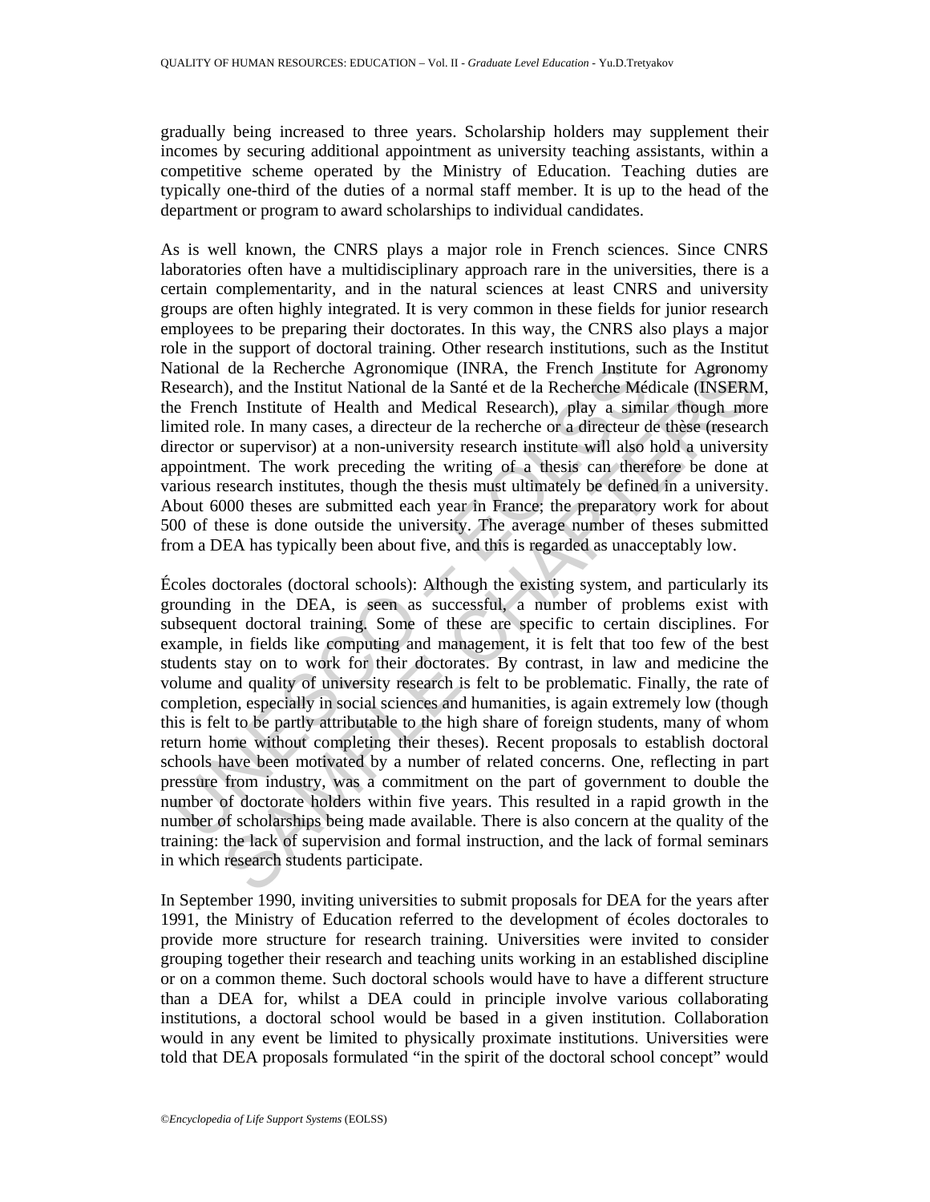gradually being increased to three years. Scholarship holders may supplement their incomes by securing additional appointment as university teaching assistants, within a competitive scheme operated by the Ministry of Education. Teaching duties are typically one-third of the duties of a normal staff member. It is up to the head of the department or program to award scholarships to individual candidates.

As is well known, the CNRS plays a major role in French sciences. Since CNRS laboratories often have a multidisciplinary approach rare in the universities, there is a certain complementarity, and in the natural sciences at least CNRS and university groups are often highly integrated. It is very common in these fields for junior research employees to be preparing their doctorates. In this way, the CNRS also plays a major role in the support of doctoral training. Other research institutions, such as the Institut National de la Recherche Agronomique (INRA, the French Institute for Agronomy Research), and the Institut National de la Santé et de la Recherche Médicale (INSERM, the French Institute of Health and Medical Research), play a similar though more limited role. In many cases, a directeur de la recherche or a directeur de thèse (research director or supervisor) at a non-university research institute will also hold a university appointment. The work preceding the writing of a thesis can therefore be done at various research institutes, though the thesis must ultimately be defined in a university. About 6000 theses are submitted each year in France; the preparatory work for about 500 of these is done outside the university. The average number of theses submitted from a DEA has typically been about five, and this is regarded as unacceptably low.

Écoles doctorales (doctoral schools): Although the existing system, and particularly its grounding in the DEA, is seen as successful, a number of problems exist with subsequent doctoral training. Some of these are specific to certain disciplines. For example, in fields like computing and management, it is felt that too few of the best students stay on to work for their doctorates. By contrast, in law and medicine the volume and quality of university research is felt to be problematic. Finally, the rate of completion, especially in social sciences and humanities, is again extremely low (though this is felt to be partly attributable to the high share of foreign students, many of whom return home without completing their theses). Recent proposals to establish doctoral schools have been motivated by a number of related concerns. One, reflecting in part pressure from industry, was a commitment on the part of government to double the number of doctorate holders within five years. This resulted in a rapid growth in the number of scholarships being made available. There is also concern at the quality of the training: the lack of supervision and formal instruction, and the lack of formal seminars in which research students participate.

In September 1990, inviting universities to submit proposals for DEA for the years after 1991, the Ministry of Education referred to the development of écoles doctorales to provide more structure for research training. Universities were invited to consider grouping together their research and teaching units working in an established discipline or on a common theme. Such doctoral schools would have to have a different structure than a DEA for, whilst a DEA could in principle involve various collaborating institutions, a doctoral school would be based in a given institution. Collaboration would in any event be limited to physically proximate institutions. Universities were told that DEA proposals formulated "in the spirit of the doctoral school concept" would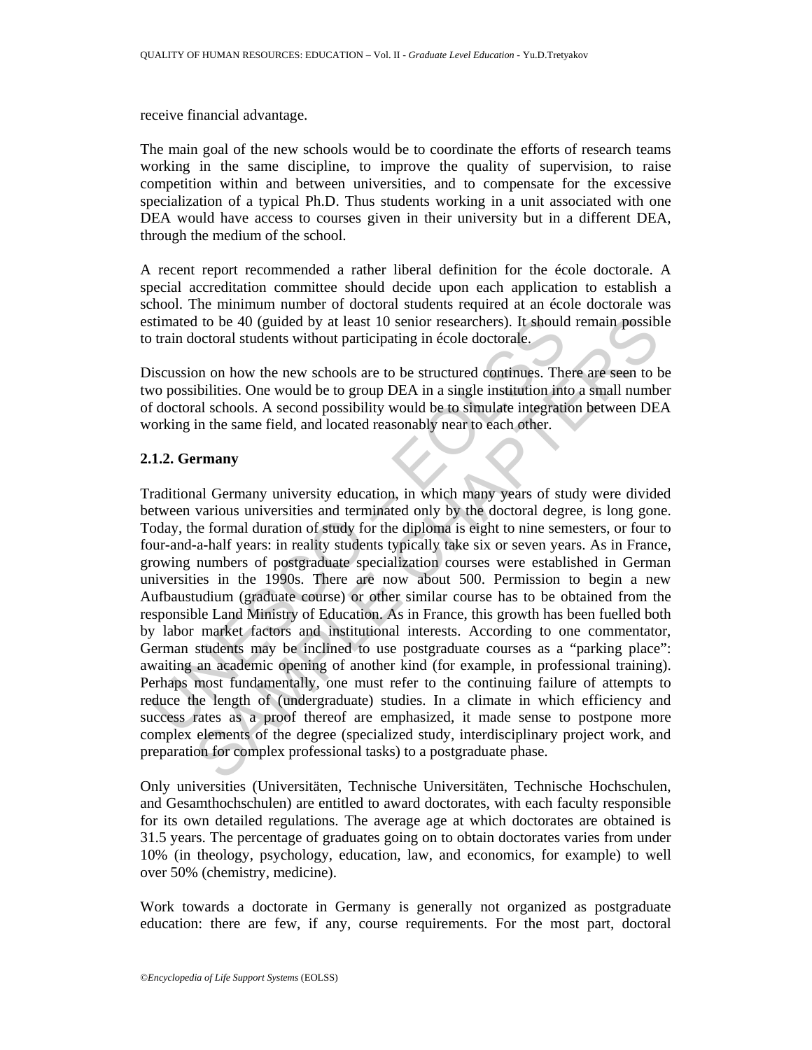receive financial advantage.

The main goal of the new schools would be to coordinate the efforts of research teams working in the same discipline, to improve the quality of supervision, to raise competition within and between universities, and to compensate for the excessive specialization of a typical Ph.D. Thus students working in a unit associated with one DEA would have access to courses given in their university but in a different DEA, through the medium of the school.

A recent report recommended a rather liberal definition for the école doctorale. A special accreditation committee should decide upon each application to establish a school. The minimum number of doctoral students required at an école doctorale was estimated to be 40 (guided by at least 10 senior researchers). It should remain possible to train doctoral students without participating in école doctorale.

Discussion on how the new schools are to be structured continues. There are seen to be two possibilities. One would be to group DEA in a single institution into a small number of doctoral schools. A second possibility would be to simulate integration between DEA working in the same field, and located reasonably near to each other.

### 2.1.2. Germany

Traditional Germany university education, in which many years of study were divided between various universities and terminated only by the doctoral degree, is long gone. Today, the formal duration of study for the diploma is eight to nine semesters, or four to four-and-a-half years: in reality students typically take six or seven years. As in France, growing numbers of postgraduate specialization courses were established in German universities in the 1990s. There are now about 500. Permission to begin a new Aufbaustudium (graduate course) or other similar course has to be obtained from the responsible Land Ministry of Education. As in France, this growth has been fuelled both by labor market factors and institutional interests. According to one commentator, German students may be inclined to use postgraduate courses as a "parking place": awaiting an academic opening of another kind (for example, in professional training). Perhaps most fundamentally, one must refer to the continuing failure of attempts to reduce the length of (undergraduate) studies. In a climate in which efficiency and success rates as a proof thereof are emphasized, it made sense to postpone more complex elements of the degree (specialized study, interdisciplinary project work, and preparation for complex professional tasks) to a postgraduate phase.

Only universities (Universitäten, Technische Universitäten, Technische Hochschulen, and Gesamthochschulen) are entitled to award doctorates, with each faculty responsible for its own detailed regulations. The average age at which doctorates are obtained is 31.5 years. The percentage of graduates going on to obtain doctorates varies from under 10% (in theology, psychology, education, law, and economics, for example) to well over 50% (chemistry, medicine).

Work towards a doctorate in Germany is generally not organized as postgraduate education: there are few, if any, course requirements. For the most part, doctoral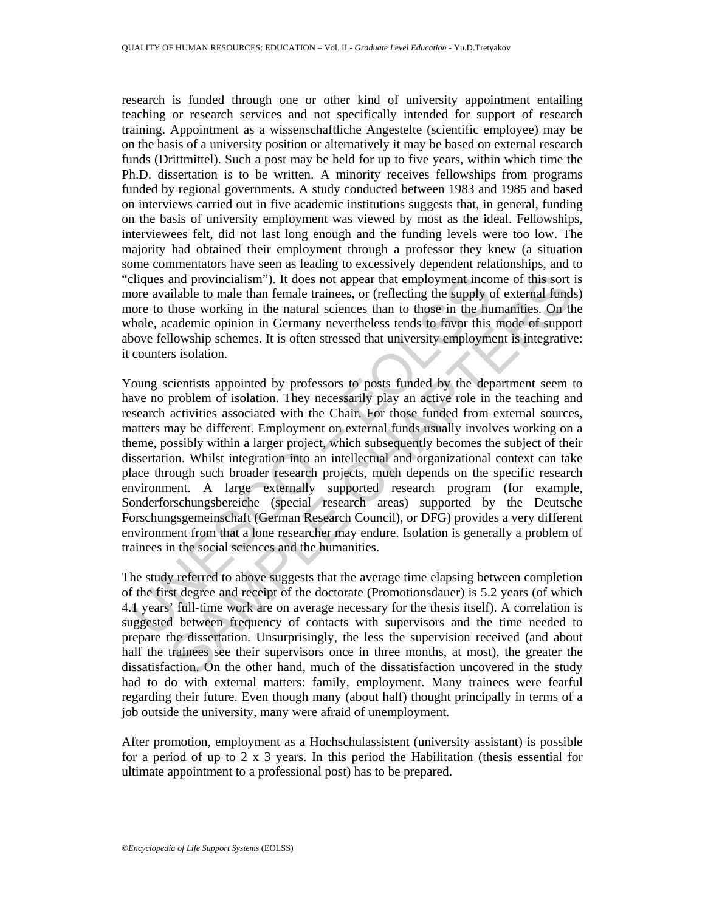research is funded through one or other kind of university appointment entailing teaching or research services and not specifically intended for support of research training. Appointment as a wissenschaftliche Angestelte (scientific employee) may be on the basis of a university position or alternatively it may be based on external research funds (Drittmittel). Such a post may be held for up to five years, within which time the Ph.D. dissertation is to be written. A minority receives fellowships from programs funded by regional governments. A study conducted between 1983 and 1985 and based on interviews carried out in five academic institutions suggests that, in general, funding on the basis of university employment was viewed by most as the ideal. Fellowships, interviewees felt, did not last long enough and the funding levels were too low. The majority had obtained their employment through a professor they knew (a situation some commentators have seen as leading to excessively dependent relationships, and to "cliques and provincialism"). It does not appear that employment income of this sort is more available to male than female trainees, or (reflecting the supply of external funds) more to those working in the natural sciences than to those in the humanities. On the whole, academic opinion in Germany nevertheless tends to favor this mode of support above fellowship schemes. It is often stressed that university employment is integrative: it counters isolation.

Young scientists appointed by professors to posts funded by the department seem to have no problem of isolation. They necessarily play an active role in the teaching and research activities associated with the Chair. For those funded from external sources, matters may be different. Employment on external funds usually involves working on a theme, possibly within a larger project, which subsequently becomes the subject of their dissertation. Whilst integration into an intellectual and organizational context can take place through such broader research projects, much depends on the specific research environment. A large externally supported research program (for example, Sonderforschungsbereiche (special research areas) supported by the Deutsche Forschungsgemeinschaft (German Research Council), or DFG) provides a very different environment from that a lone researcher may endure. Isolation is generally a problem of trainees in the social sciences and the humanities.

The study referred to above suggests that the average time elapsing between completion of the first degree and receipt of the doctorate (Promotionsdauer) is 5.2 years (of which 4.1 years' full-time work are on average necessary for the thesis itself). A correlation is suggested between frequency of contacts with supervisors and the time needed to prepare the dissertation. Unsurprisingly, the less the supervision received (and about half the trainees see their supervisors once in three months, at most), the greater the dissatisfaction. On the other hand, much of the dissatisfaction uncovered in the study had to do with external matters: family, employment. Many trainees were fearful regarding their future. Even though many (about half) thought principally in terms of a job outside the university, many were afraid of unemployment.

After promotion, employment as a Hochschulassistent (university assistant) is possible for a period of up to 2 x 3 years. In this period the Habilitation (thesis essential for ultimate appointment to a professional post) has to be prepared.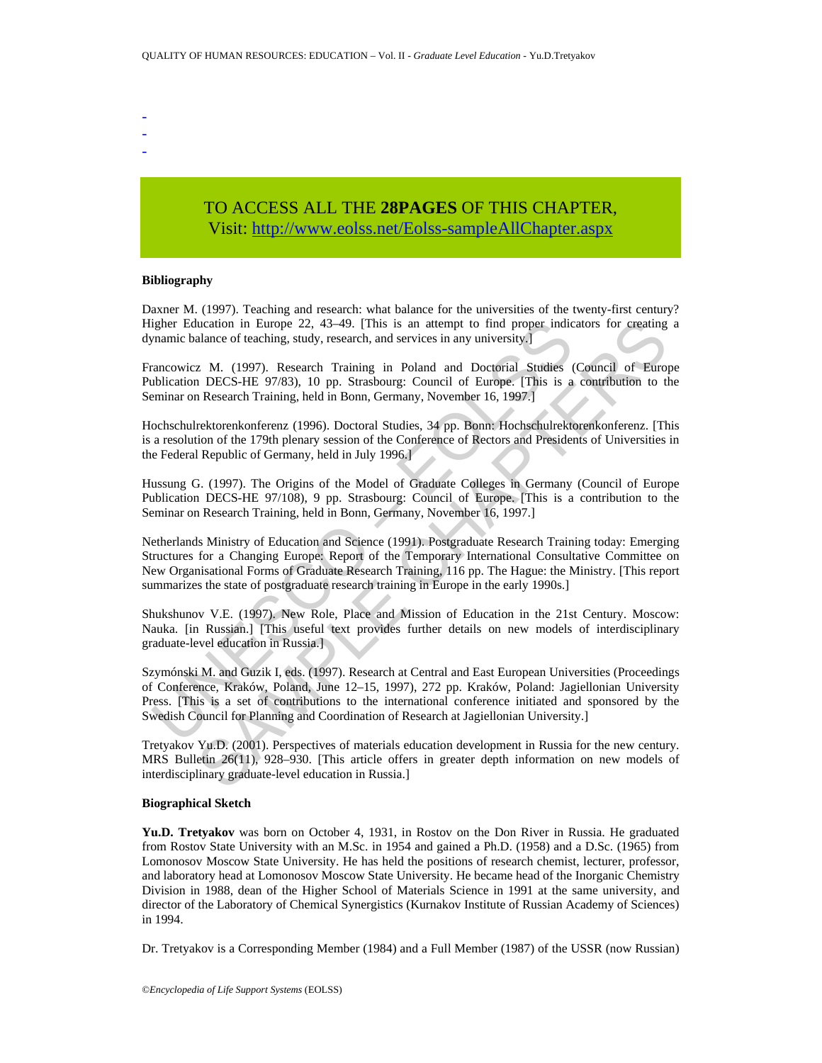-
-
-

TO ACCESS ALL THE **28PAGES** OF THIS CHAPTER,
Visit: http://www.eolss.net/Eolss-sampleAllChapter.aspx

**Bibliography**

Daxner M. (1997). Teaching and research: what balance for the universities of the twenty-first century? Higher Education in Europe 22, 43–49. [This is an attempt to find proper indicators for creating a dynamic balance of teaching, study, research, and services in any university.]

Francowicz M. (1997). Research Training in Poland and Doctorial Studies (Council of Europe Publication DECS-HE 97/83), 10 pp. Strasbourg: Council of Europe. [This is a contribution to the Seminar on Research Training, held in Bonn, Germany, November 16, 1997.]

Hochschulrektorenkonferenz (1996). Doctoral Studies, 34 pp. Bonn: Hochschulrektorenkonferenz. [This is a resolution of the 179th plenary session of the Conference of Rectors and Presidents of Universities in the Federal Republic of Germany, held in July 1996.]

Hussung G. (1997). The Origins of the Model of Graduate Colleges in Germany (Council of Europe Publication DECS-HE 97/108), 9 pp. Strasbourg: Council of Europe. [This is a contribution to the Seminar on Research Training, held in Bonn, Germany, November 16, 1997.]

Netherlands Ministry of Education and Science (1991). Postgraduate Research Training today: Emerging Structures for a Changing Europe: Report of the Temporary International Consultative Committee on New Organisational Forms of Graduate Research Training, 116 pp. The Hague: the Ministry. [This report summarizes the state of postgraduate research training in Europe in the early 1990s.]

Shukshunov V.E. (1997). New Role, Place and Mission of Education in the 21st Century. Moscow: Nauka. [in Russian.] [This useful text provides further details on new models of interdisciplinary graduate-level education in Russia.]

Szymónski M. and Guzik I, eds. (1997). Research at Central and East European Universities (Proceedings of Conference, Kraków, Poland, June 12–15, 1997), 272 pp. Kraków, Poland: Jagiellonian University Press. [This is a set of contributions to the international conference initiated and sponsored by the Swedish Council for Planning and Coordination of Research at Jagiellonian University.]

Tretyakov Yu.D. (2001). Perspectives of materials education development in Russia for the new century. MRS Bulletin 26(11), 928–930. [This article offers in greater depth information on new models of interdisciplinary graduate-level education in Russia.]

**Biographical Sketch**

**Yu.D. Tretyakov** was born on October 4, 1931, in Rostov on the Don River in Russia. He graduated from Rostov State University with an M.Sc. in 1954 and gained a Ph.D. (1958) and a D.Sc. (1965) from Lomonosov Moscow State University. He has held the positions of research chemist, lecturer, professor, and laboratory head at Lomonosov Moscow State University. He became head of the Inorganic Chemistry Division in 1988, dean of the Higher School of Materials Science in 1991 at the same university, and director of the Laboratory of Chemical Synergistics (Kurnakov Institute of Russian Academy of Sciences) in 1994.

Dr. Tretyakov is a Corresponding Member (1984) and a Full Member (1987) of the USSR (now Russian)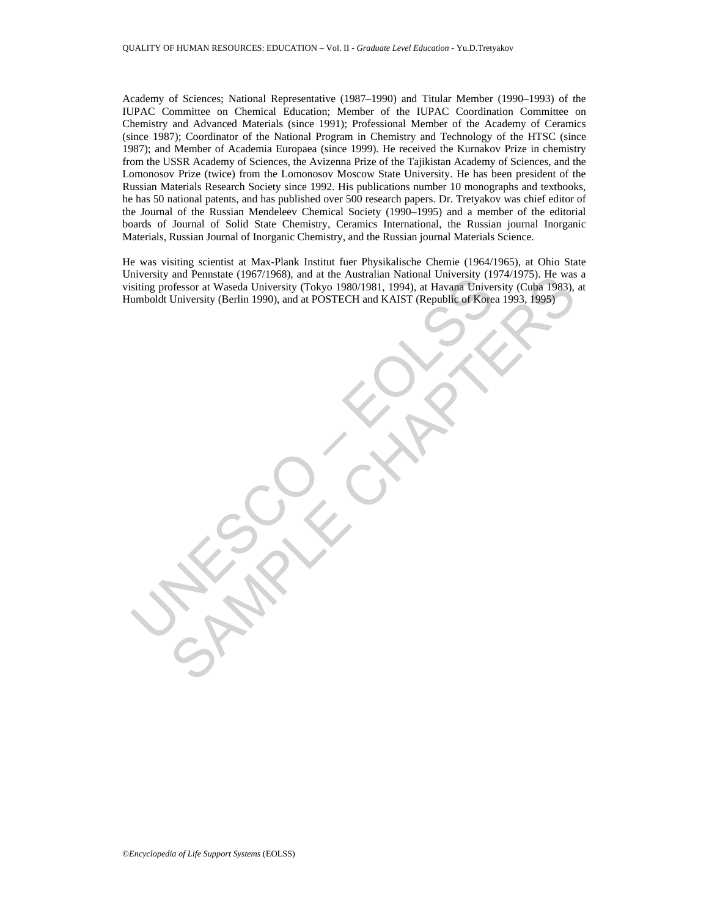Academy of Sciences; National Representative (1987–1990) and Titular Member (1990–1993) of the IUPAC Committee on Chemical Education; Member of the IUPAC Coordination Committee on Chemistry and Advanced Materials (since 1991); Professional Member of the Academy of Ceramics (since 1987); Coordinator of the National Program in Chemistry and Technology of the HTSC (since 1987); and Member of Academia Europaea (since 1999). He received the Kurnakov Prize in chemistry from the USSR Academy of Sciences, the Avizenna Prize of the Tajikistan Academy of Sciences, and the Lomonosov Prize (twice) from the Lomonosov Moscow State University. He has been president of the Russian Materials Research Society since 1992. His publications number 10 monographs and textbooks, he has 50 national patents, and has published over 500 research papers. Dr. Tretyakov was chief editor of the Journal of the Russian Mendeleev Chemical Society (1990–1995) and a member of the editorial boards of Journal of Solid State Chemistry, Ceramics International, the Russian journal Inorganic Materials, Russian Journal of Inorganic Chemistry, and the Russian journal Materials Science.

He was visiting scientist at Max-Plank Institut fuer Physikalische Chemie (1964/1965), at Ohio State University and Pennstate (1967/1968), and at the Australian National University (1974/1975). He was a visiting professor at Waseda University (Tokyo 1980/1981, 1994), at Havana University (Cuba 1983), at Humboldt University (Berlin 1990), and at POSTECH and KAIST (Republic of Korea 1993, 1995)